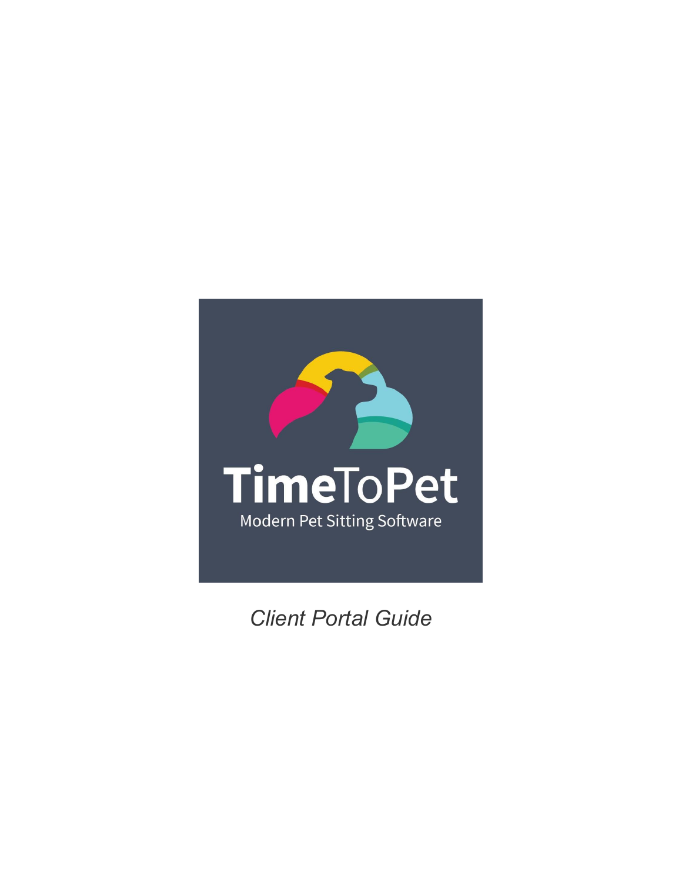TimeToPet

Modern Pet Sitting Software

*Client Portal Guide*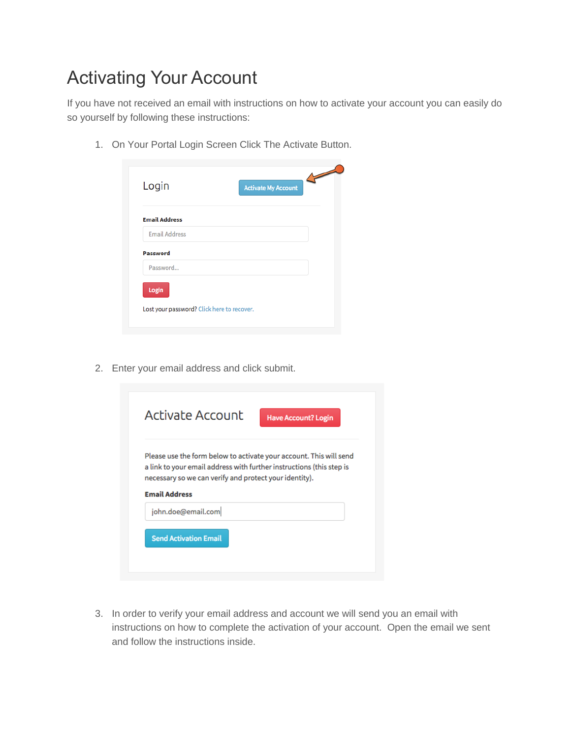# Activating Your Account

If you have not received an email with instructions on how to activate your account you can easily do so yourself by following these instructions:

1. On Your Portal Login Screen Click The Activate Button.

2. Enter your email address and click submit.

3. In order to verify your email address and account we will send you an email with instructions on how to complete the activation of your account. Open the email we sent and follow the instructions inside.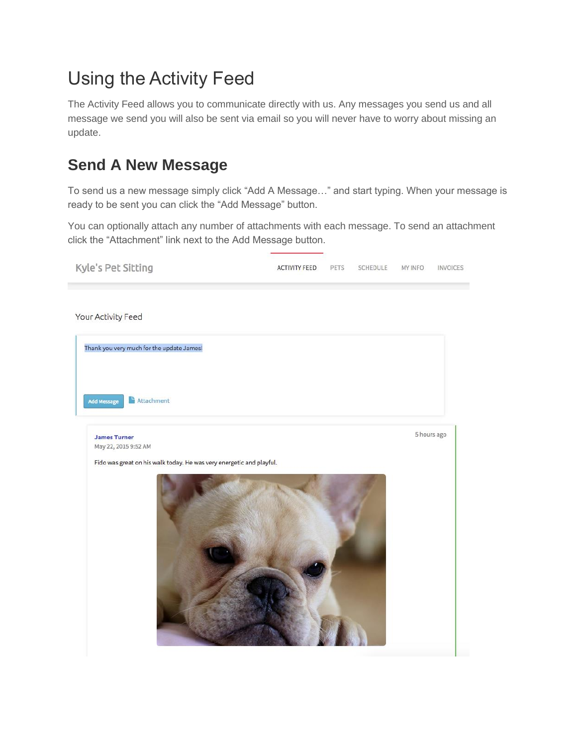# Using the Activity Feed

The Activity Feed allows you to communicate directly with us. Any messages you send us and all message we send you will also be sent via email so you will never have to worry about missing an update.

## Send A New Message

To send us a new message simply click “Add A Message…” and start typing. When your message is ready to be sent you can click the “Add Message” button.

You can optionally attach any number of attachments with each message. To send an attachment click the “Attachment” link next to the Add Message button.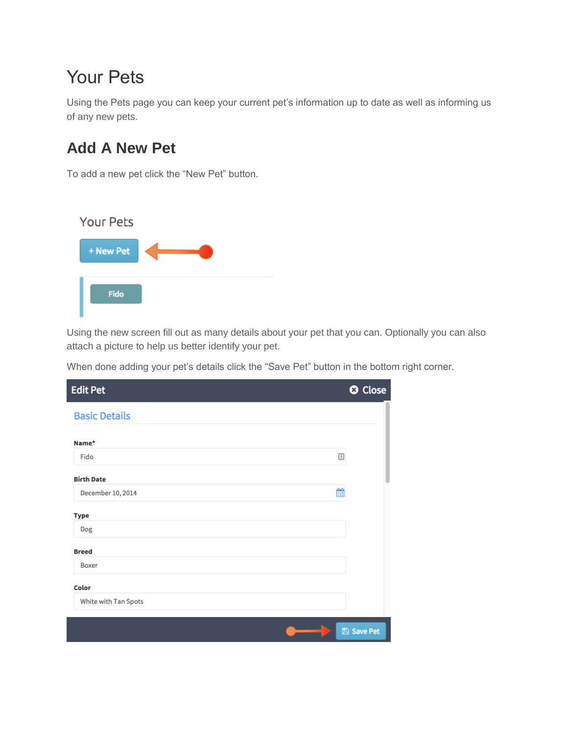# Your Pets

Using the Pets page you can keep your current pet's information up to date as well as informing us of any new pets.

## Add A New Pet

To add a new pet click the "New Pet" button.

Your Pets

+ New Pet

Fido

Using the new screen fill out as many details about your pet that you can. Optionally you can also attach a picture to help us better identify your pet.

When done adding your pet's details click the "Save Pet" button in the bottom right corner.

Edit Pet

Close

Basic Details

Name*

Fido

Birth Date

December 10, 2014

Type

Dog

Breed

Boxer

Color

White with Tan Spots

Save Pet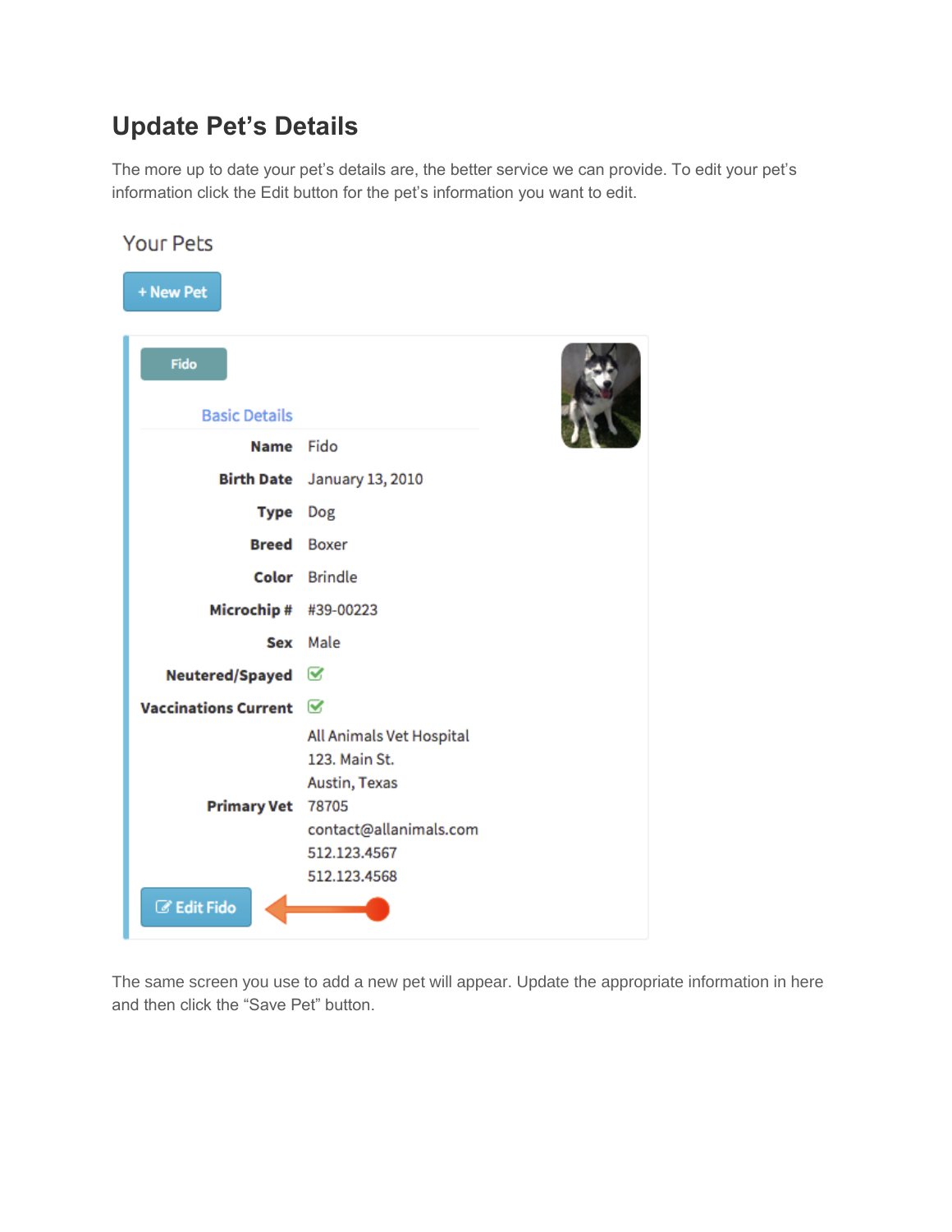## Update Pet's Details

The more up to date your pet's details are, the better service we can provide. To edit your pet's information click the Edit button for the pet's information you want to edit.

Your Pets

+ New Pet

Fido

Basic Details

| | |
|---|---|
| Name | Fido |
| Birth Date | January 13, 2010 |
| Type | Dog |
| Breed | Boxer |
| Color | Brindle |
| Microchip # | #39-00223 |
| Sex | Male |
| Neutered/Spayed | ✓ |
| Vaccinations Current | ✓ |
| Primary Vet | All Animals Vet Hospital<br>123. Main St.<br>Austin, Texas<br>78705<br>contact@allanimals.com<br>512.123.4567<br>512.123.4568 |

Edit Fido

The same screen you use to add a new pet will appear. Update the appropriate information in here and then click the "Save Pet" button.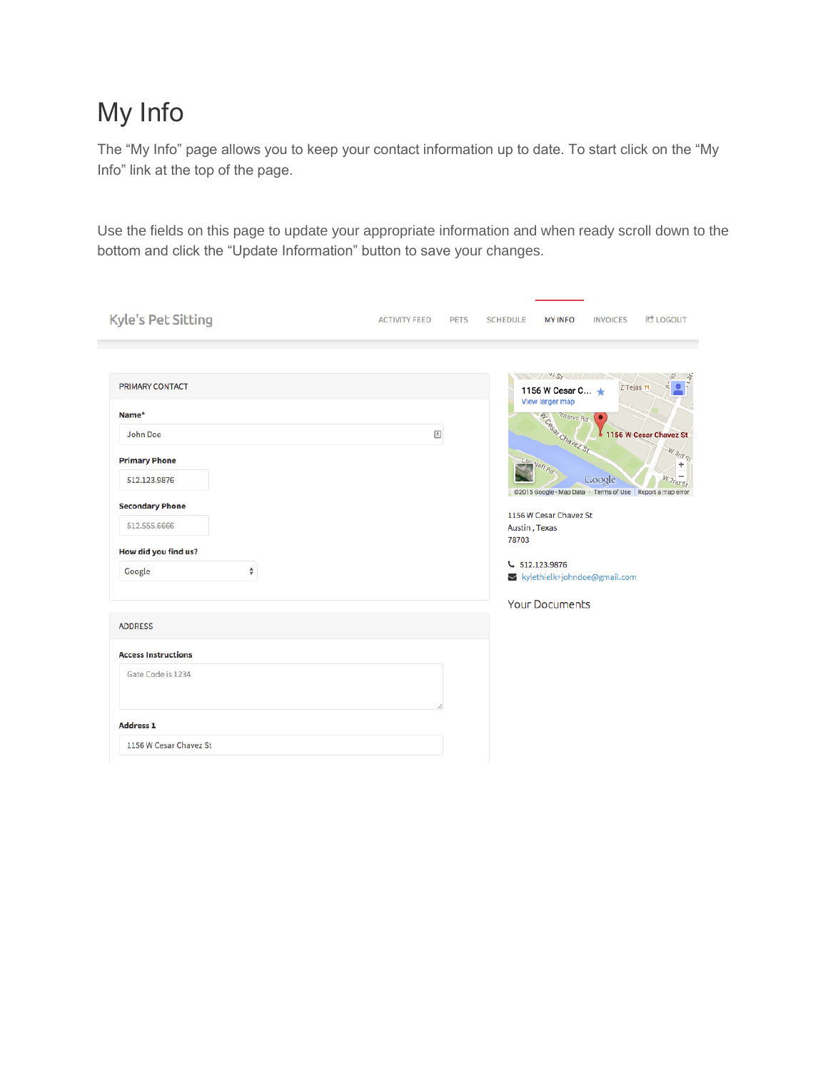# My Info

The “My Info” page allows you to keep your contact information up to date. To start click on the “My Info” link at the top of the page.

Use the fields on this page to update your appropriate information and when ready scroll down to the bottom and click the “Update Information” button to save your changes.

Kyle's Pet Sitting

ACTIVITY FEED   PETS   SCHEDULE   MY INFO   INVOICES   LOGOUT

PRIMARY CONTACT

**Name***

John Doe

**Primary Phone**

512.123.9876

**Secondary Phone**

512.555.6666

**How did you find us?**

Google

ADDRESS

**Access Instructions**

Gate Code is 1234

**Address 1**

1156 W Cesar Chavez St

1156 W Cesar C...
View larger map
1156 W Cesar Chavez St
©2015 Google - Map Data   Terms of Use   Report a map error

1156 W Cesar Chavez St
Austin , Texas
78703

512.123.9876
kylethielk+johndoe@gmail.com

Your Documents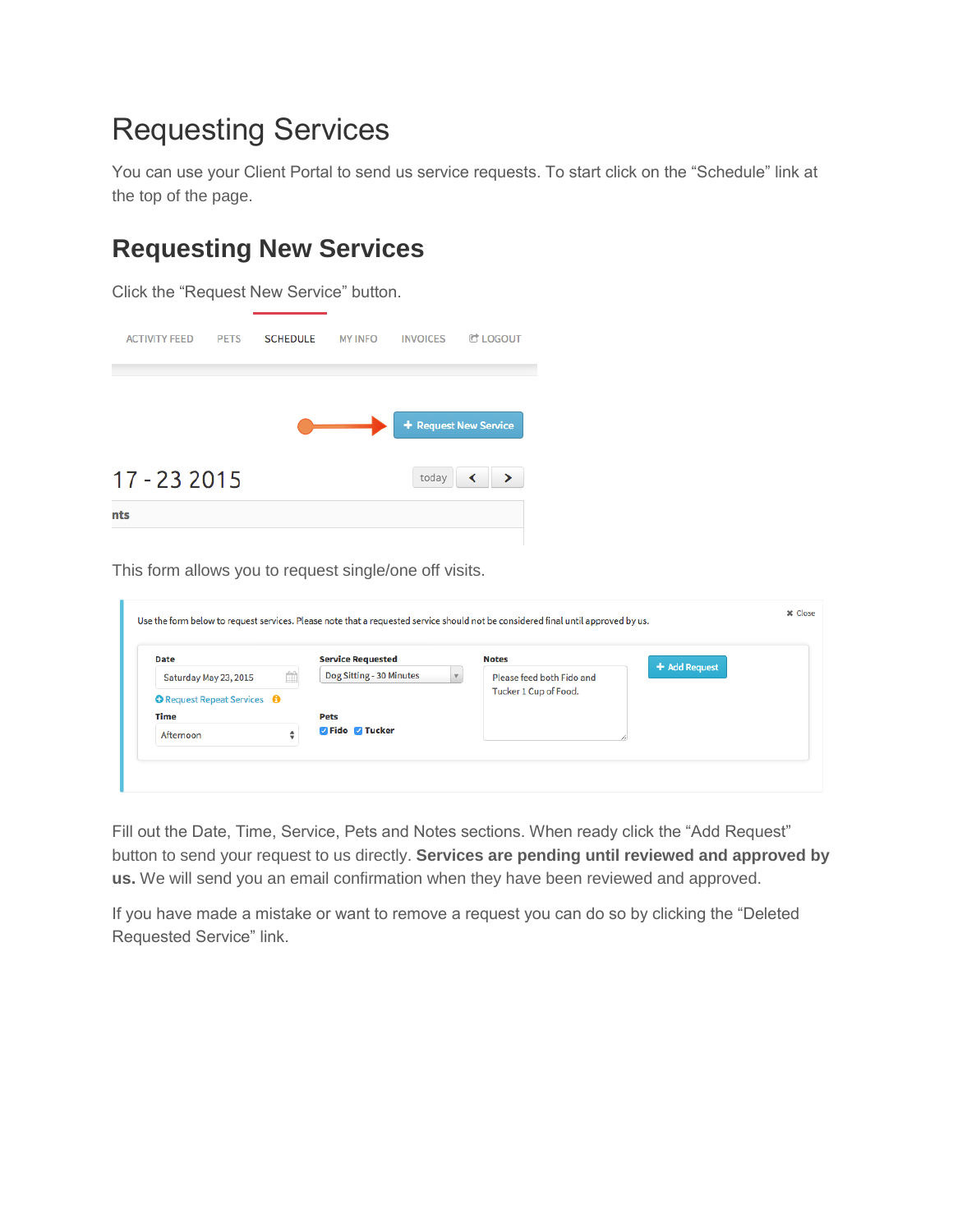# Requesting Services

You can use your Client Portal to send us service requests. To start click on the "Schedule" link at the top of the page.

## Requesting New Services

Click the "Request New Service" button.

This form allows you to request single/one off visits.

Fill out the Date, Time, Service, Pets and Notes sections. When ready click the "Add Request" button to send your request to us directly. **Services are pending until reviewed and approved by us.** We will send you an email confirmation when they have been reviewed and approved.

If you have made a mistake or want to remove a request you can do so by clicking the "Deleted Requested Service" link.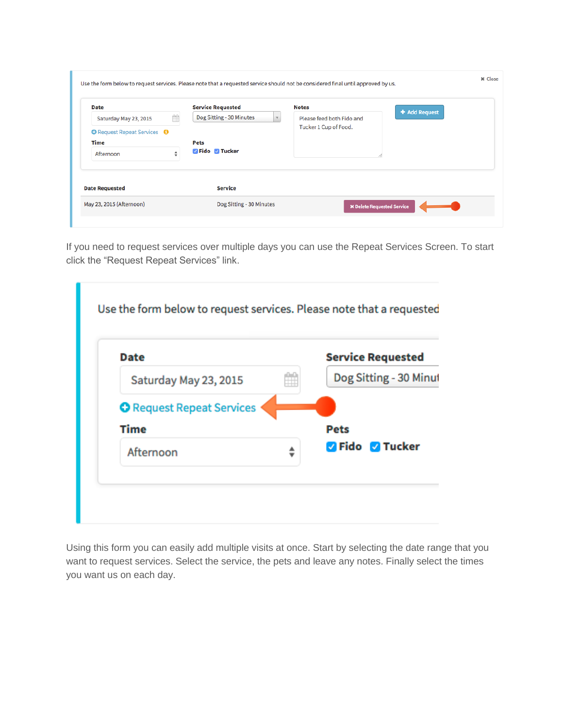If you need to request services over multiple days you can use the Repeat Services Screen. To start click the “Request Repeat Services” link.

Using this form you can easily add multiple visits at once. Start by selecting the date range that you want to request services. Select the service, the pets and leave any notes. Finally select the times you want us on each day.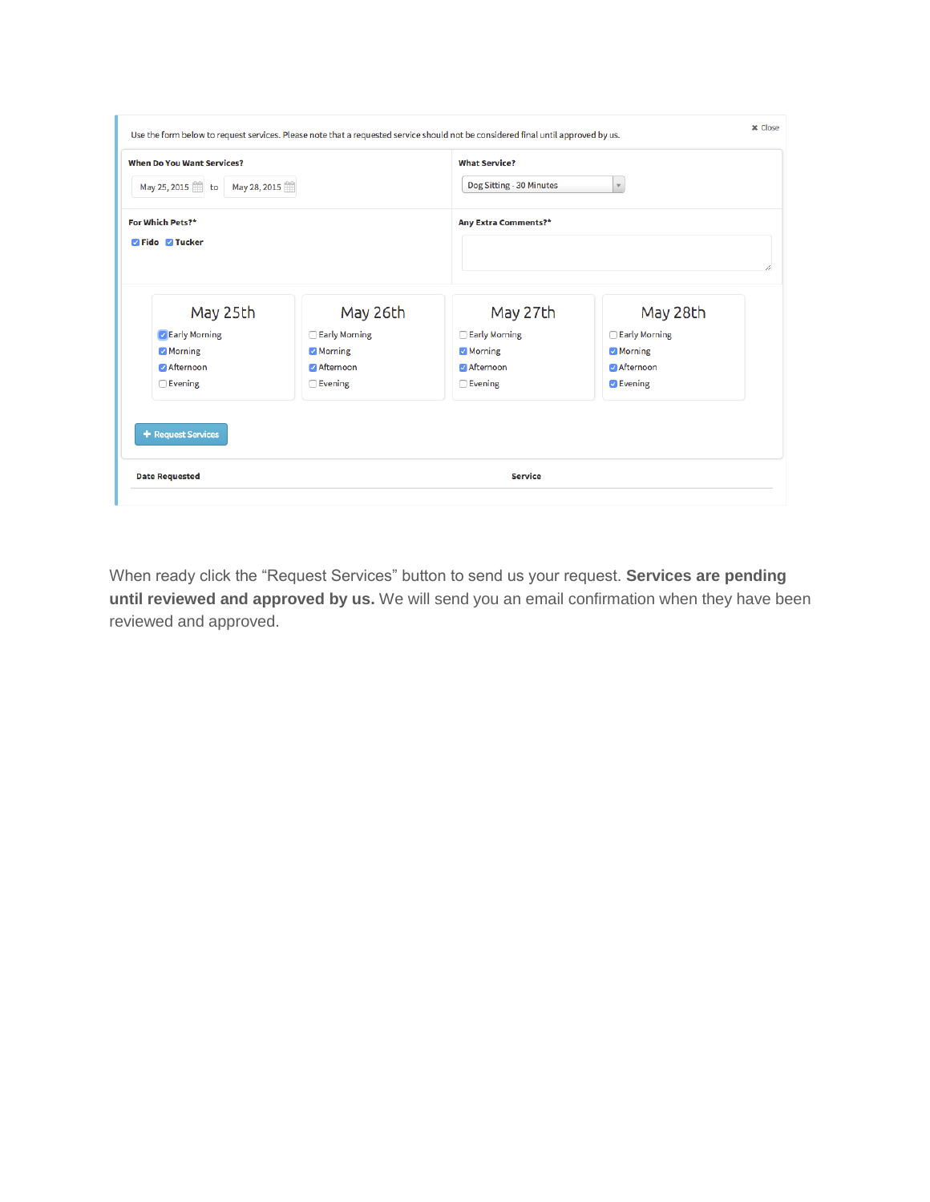× Close

Use the form below to request services. Please note that a requested service should not be considered final until approved by us.

**When Do You Want Services?**

May 25, 2015 to May 28, 2015

**What Service?**

Dog Sitting - 30 Minutes

**For Which Pets?***

☑ Fido ☑ Tucker

**Any Extra Comments?***

| May 25th | May 26th | May 27th | May 28th |
|---|---|---|---|
| ☑ Early Morning | ☐ Early Morning | ☐ Early Morning | ☐ Early Morning |
| ☑ Morning | ☑ Morning | ☑ Morning | ☑ Morning |
| ☑ Afternoon | ☑ Afternoon | ☑ Afternoon | ☑ Afternoon |
| ☐ Evening | ☐ Evening | ☐ Evening | ☑ Evening |

+ Request Services

| Date Requested | Service |
|---|---|

When ready click the "Request Services" button to send us your request. **Services are pending until reviewed and approved by us.** We will send you an email confirmation when they have been reviewed and approved.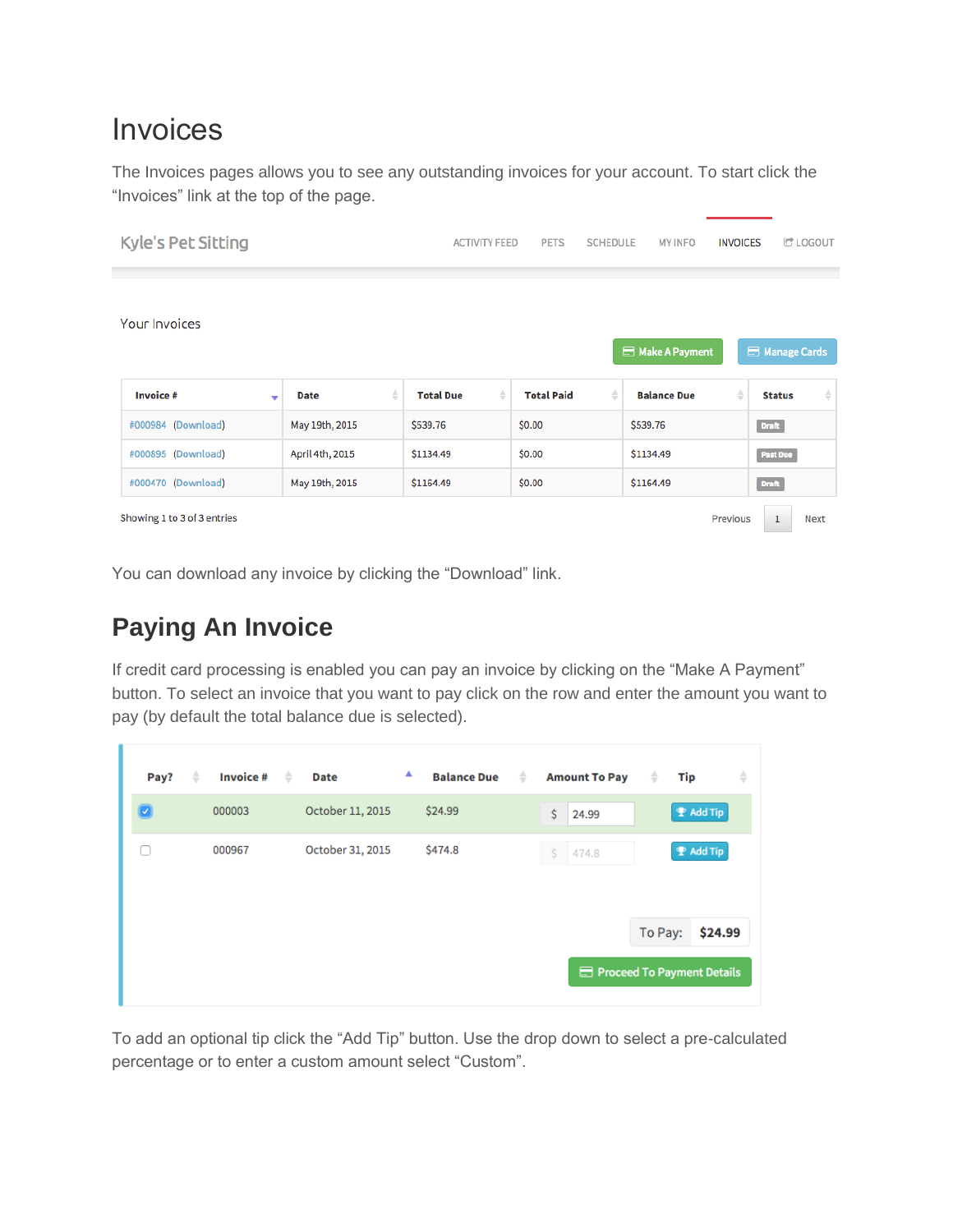# Invoices

The Invoices pages allows you to see any outstanding invoices for your account. To start click the "Invoices" link at the top of the page.

Kyle's Pet Sitting

ACTIVITY FEED PETS SCHEDULE MY INFO INVOICES LOGOUT

Your Invoices

Make A Payment Manage Cards

| Invoice # | Date | Total Due | Total Paid | Balance Due | Status |
|---|---|---|---|---|---|
| #000984 (Download) | May 19th, 2015 | $539.76 | $0.00 | $539.76 | Draft |
| #000895 (Download) | April 4th, 2015 | $1134.49 | $0.00 | $1134.49 | Past Due |
| #000470 (Download) | May 19th, 2015 | $1164.49 | $0.00 | $1164.49 | Draft |

Showing 1 to 3 of 3 entries

Previous 1 Next

You can download any invoice by clicking the "Download" link.

## Paying An Invoice

If credit card processing is enabled you can pay an invoice by clicking on the "Make A Payment" button. To select an invoice that you want to pay click on the row and enter the amount you want to pay (by default the total balance due is selected).

| Pay? | Invoice # | Date | Balance Due | Amount To Pay | Tip |
|---|---|---|---|---|---|
| ☑ | 000003 | October 11, 2015 | $24.99 | $ 24.99 | Add Tip |
| ☐ | 000967 | October 31, 2015 | $474.8 | $ 474.8 | Add Tip |

To Pay: $24.99

Proceed To Payment Details

To add an optional tip click the "Add Tip" button. Use the drop down to select a pre-calculated percentage or to enter a custom amount select "Custom".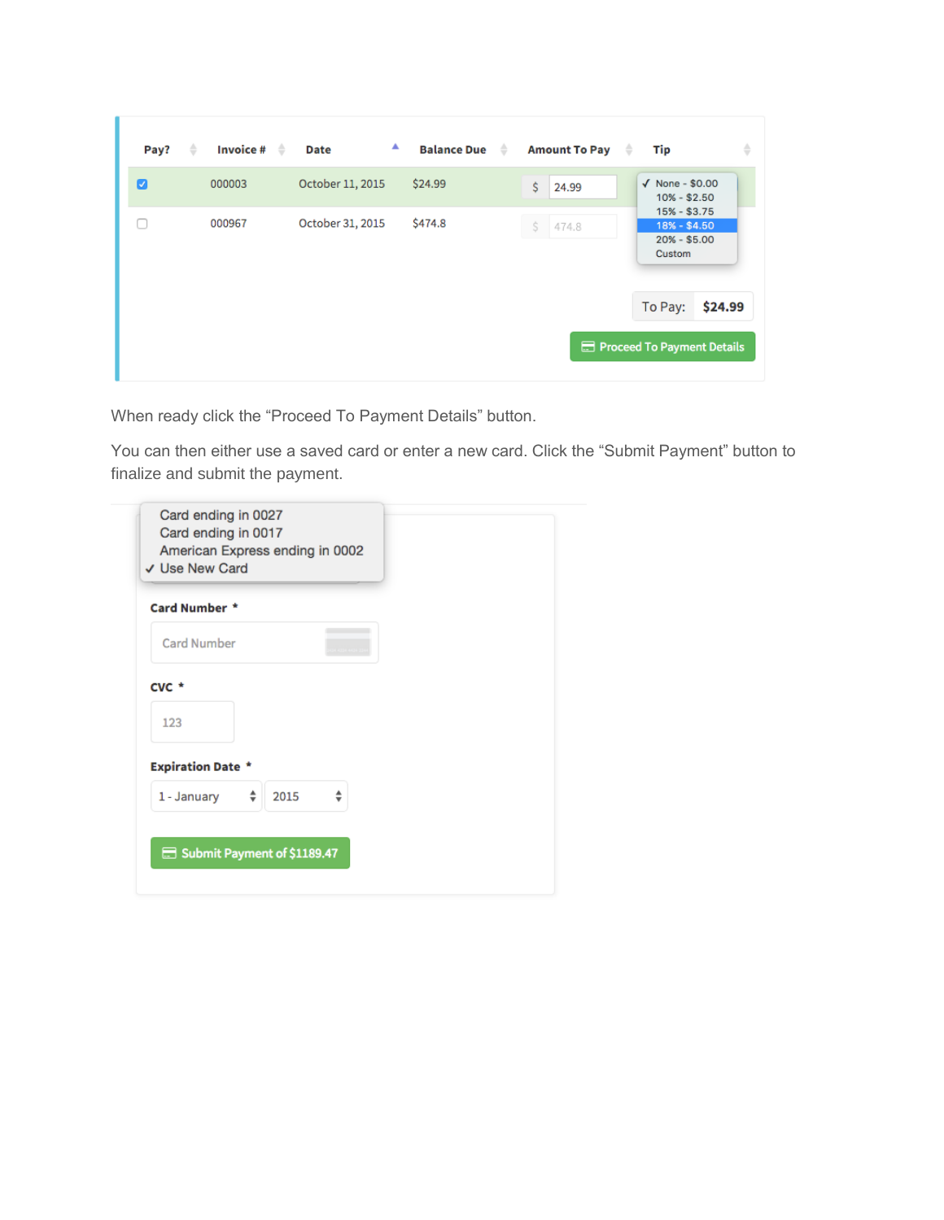| Pay? | Invoice # | Date | Balance Due | Amount To Pay | Tip |
|---|---|---|---|---|---|
| ☑ | 000003 | October 11, 2015 | $24.99 | $ 24.99 | ✓ None - $0.00<br>10% - $2.50<br>15% - $3.75<br>18% - $4.50<br>20% - $5.00<br>Custom |
| ☐ | 000967 | October 31, 2015 | $474.8 | $ 474.8 | |

To Pay: **$24.99**

Proceed To Payment Details

When ready click the “Proceed To Payment Details” button.

You can then either use a saved card or enter a new card. Click the “Submit Payment” button to finalize and submit the payment.

Card ending in 0027
Card ending in 0017
American Express ending in 0002
✓ Use New Card

**Card Number** *

Card Number

**CVC** *

123

**Expiration Date** *

1 - January | 2015

Submit Payment of $1189.47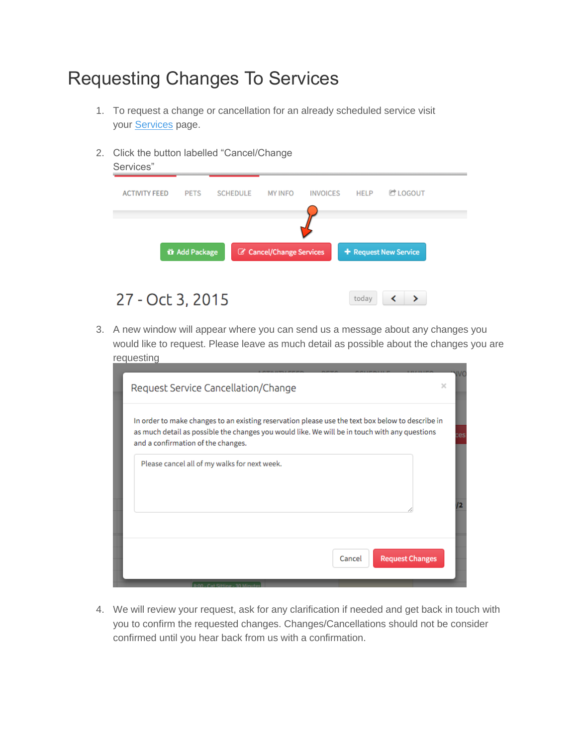# Requesting Changes To Services

1. To request a change or cancellation for an already scheduled service visit your Services page.

2. Click the button labelled "Cancel/Change Services"

3. A new window will appear where you can send us a message about any changes you would like to request. Please leave as much detail as possible about the changes you are requesting

4. We will review your request, ask for any clarification if needed and get back in touch with you to confirm the requested changes. Changes/Cancellations should not be consider confirmed until you hear back from us with a confirmation.